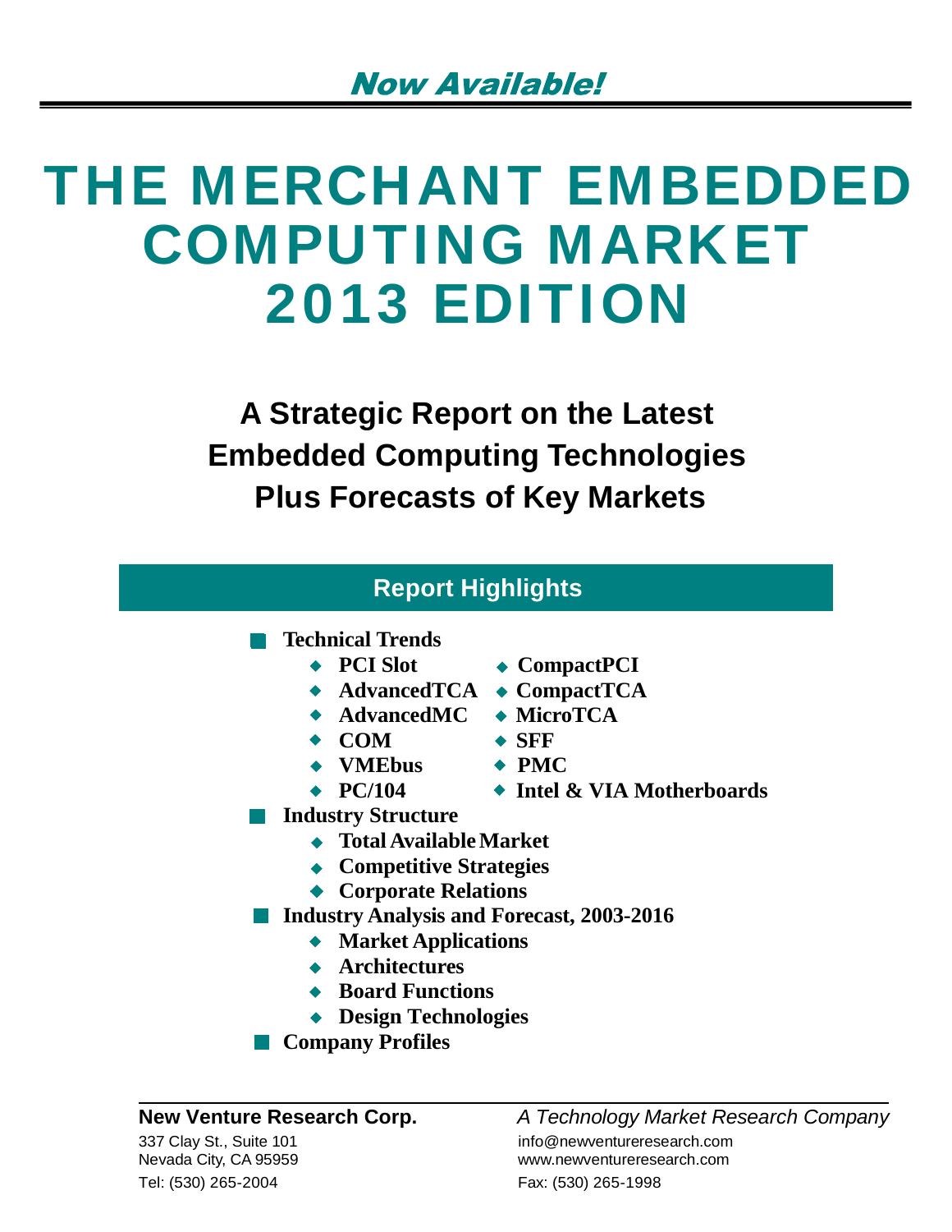*Now Available!*

# THE MERCHANT EMBEDDED COMPUTING MARKET 2013 EDITION

## A Strategic Report on the Latest Embedded Computing Technologies Plus Forecasts of Key Markets

### Report Highlights

- **Technical Trends**
  - **PCI Slot**
  - **CompactPCI**
  - **AdvancedTCA**
  - **CompactTCA**
  - **AdvancedMC**
  - **MicroTCA**
  - **COM**
  - **SFF**
  - **VMEbus**
  - **PMC**
  - **PC/104**
  - **Intel & VIA Motherboards**
- **Industry Structure**
  - **Total Available Market**
  - **Competitive Strategies**
  - **Corporate Relations**
- **Industry Analysis and Forecast, 2003-2016**
  - **Market Applications**
  - **Architectures**
  - **Board Functions**
  - **Design Technologies**
- **Company Profiles**

---

**New Venture Research Corp.**
337 Clay St., Suite 101
Nevada City, CA 95959
Tel: (530) 265-2004

*A Technology Market Research Company*
info@newventureresearch.com
www.newventureresearch.com
Fax: (530) 265-1998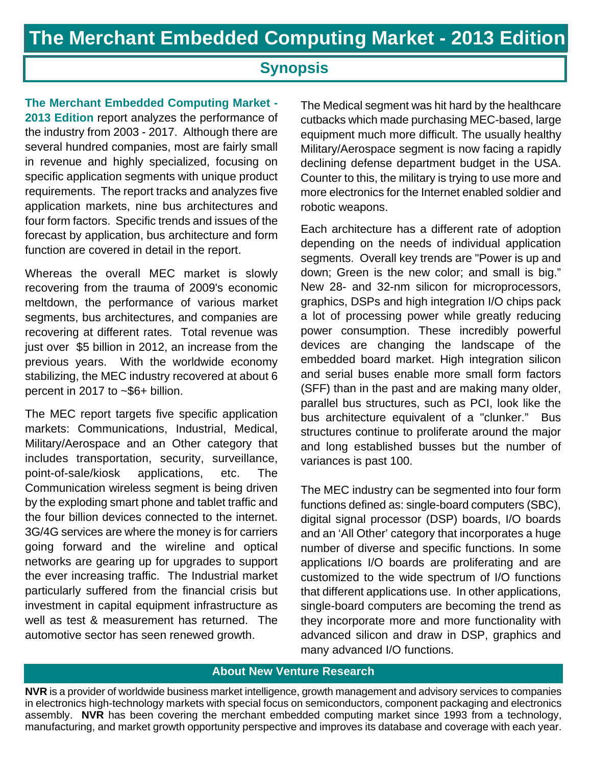# The Merchant Embedded Computing Market - 2013 Edition

## Synopsis

**The Merchant Embedded Computing Market - 2013 Edition** report analyzes the performance of the industry from 2003 - 2017. Although there are several hundred companies, most are fairly small in revenue and highly specialized, focusing on specific application segments with unique product requirements. The report tracks and analyzes five application markets, nine bus architectures and four form factors. Specific trends and issues of the forecast by application, bus architecture and form function are covered in detail in the report.

Whereas the overall MEC market is slowly recovering from the trauma of 2009's economic meltdown, the performance of various market segments, bus architectures, and companies are recovering at different rates. Total revenue was just over $5 billion in 2012, an increase from the previous years. With the worldwide economy stabilizing, the MEC industry recovered at about 6 percent in 2017 to ~$6+ billion.

The MEC report targets five specific application markets: Communications, Industrial, Medical, Military/Aerospace and an Other category that includes transportation, security, surveillance, point-of-sale/kiosk applications, etc. The Communication wireless segment is being driven by the exploding smart phone and tablet traffic and the four billion devices connected to the internet. 3G/4G services are where the money is for carriers going forward and the wireline and optical networks are gearing up for upgrades to support the ever increasing traffic. The Industrial market particularly suffered from the financial crisis but investment in capital equipment infrastructure as well as test & measurement has returned. The automotive sector has seen renewed growth.

The Medical segment was hit hard by the healthcare cutbacks which made purchasing MEC-based, large equipment much more difficult. The usually healthy Military/Aerospace segment is now facing a rapidly declining defense department budget in the USA. Counter to this, the military is trying to use more and more electronics for the Internet enabled soldier and robotic weapons.

Each architecture has a different rate of adoption depending on the needs of individual application segments. Overall key trends are "Power is up and down; Green is the new color; and small is big." New 28- and 32-nm silicon for microprocessors, graphics, DSPs and high integration I/O chips pack a lot of processing power while greatly reducing power consumption. These incredibly powerful devices are changing the landscape of the embedded board market. High integration silicon and serial buses enable more small form factors (SFF) than in the past and are making many older, parallel bus structures, such as PCI, look like the bus architecture equivalent of a "clunker." Bus structures continue to proliferate around the major and long established busses but the number of variances is past 100.

The MEC industry can be segmented into four form functions defined as: single-board computers (SBC), digital signal processor (DSP) boards, I/O boards and an 'All Other' category that incorporates a huge number of diverse and specific functions. In some applications I/O boards are proliferating and are customized to the wide spectrum of I/O functions that different applications use. In other applications, single-board computers are becoming the trend as they incorporate more and more functionality with advanced silicon and draw in DSP, graphics and many advanced I/O functions.

### About New Venture Research

**NVR** is a provider of worldwide business market intelligence, growth management and advisory services to companies in electronics high-technology markets with special focus on semiconductors, component packaging and electronics assembly. **NVR** has been covering the merchant embedded computing market since 1993 from a technology, manufacturing, and market growth opportunity perspective and improves its database and coverage with each year.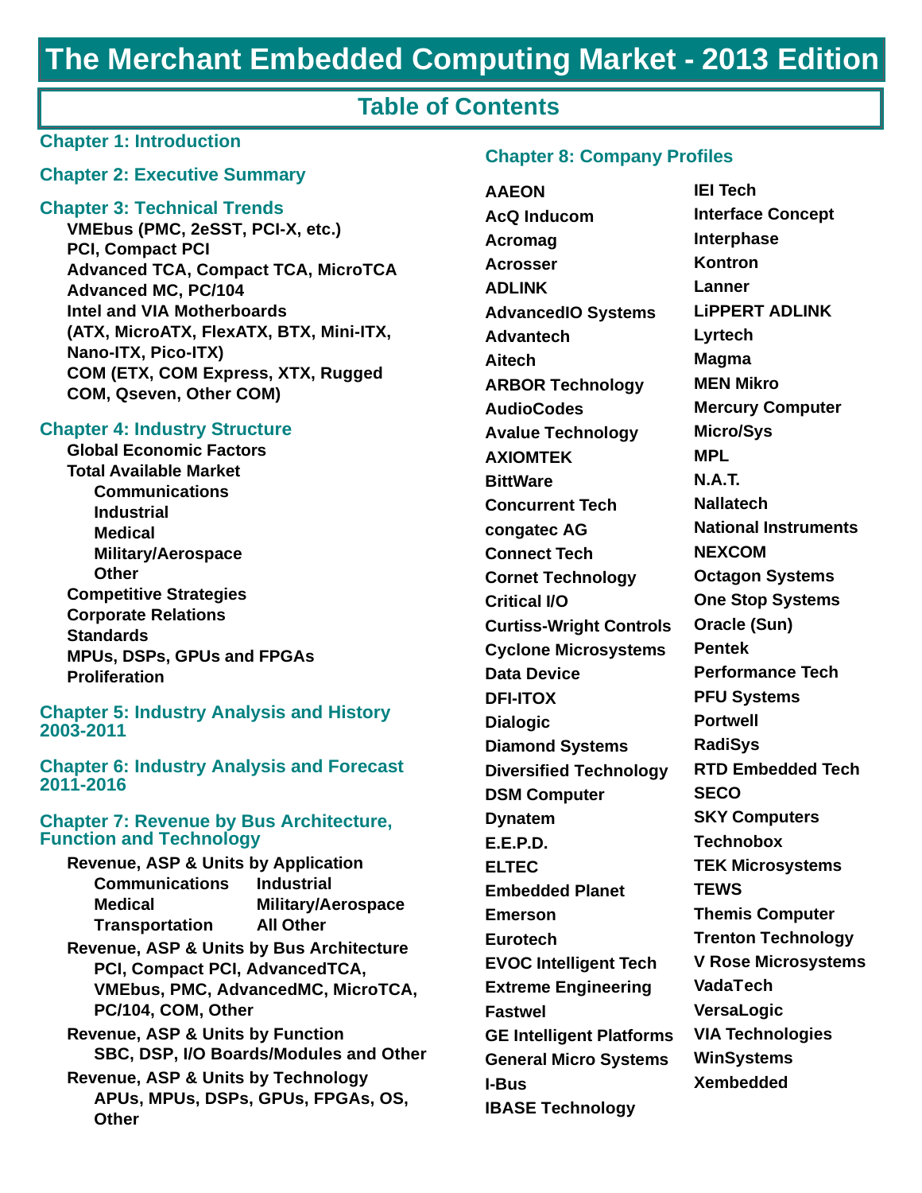# The Merchant Embedded Computing Market - 2013 Edition

## Table of Contents

### Chapter 1: Introduction

### Chapter 2: Executive Summary

### Chapter 3: Technical Trends

- **VMEbus (PMC, 2eSST, PCI-X, etc.)**
- **PCI, Compact PCI**
- **Advanced TCA, Compact TCA, MicroTCA**
- **Advanced MC, PC/104**
- **Intel and VIA Motherboards (ATX, MicroATX, FlexATX, BTX, Mini-ITX, Nano-ITX, Pico-ITX)**
- **COM (ETX, COM Express, XTX, Rugged COM, Qseven, Other COM)**

### Chapter 4: Industry Structure

- **Global Economic Factors**
- **Total Available Market**
  - **Communications**
  - **Industrial**
  - **Medical**
  - **Military/Aerospace**
  - **Other**
- **Competitive Strategies**
- **Corporate Relations**
- **Standards**
- **MPUs, DSPs, GPUs and FPGAs**
- **Proliferation**

### Chapter 5: Industry Analysis and History 2003-2011

### Chapter 6: Industry Analysis and Forecast 2011-2016

### Chapter 7: Revenue by Bus Architecture, Function and Technology

- **Revenue, ASP & Units by Application**
  - **Communications**
  - **Industrial**
  - **Medical**
  - **Military/Aerospace**
  - **Transportation**
  - **All Other**
- **Revenue, ASP & Units by Bus Architecture**
  - **PCI, Compact PCI, AdvancedTCA, VMEbus, PMC, AdvancedMC, MicroTCA, PC/104, COM, Other**
- **Revenue, ASP & Units by Function**
  - **SBC, DSP, I/O Boards/Modules and Other**
- **Revenue, ASP & Units by Technology**
  - **APUs, MPUs, DSPs, GPUs, FPGAs, OS, Other**

### Chapter 8: Company Profiles

**AAEON**
**AcQ Inducom**
**Acromag**
**Acrosser**
**ADLINK**
**AdvancedIO Systems**
**Advantech**
**Aitech**
**ARBOR Technology**
**AudioCodes**
**Avalue Technology**
**AXIOMTEK**
**BittWare**
**Concurrent Tech**
**congatec AG**
**Connect Tech**
**Cornet Technology**
**Critical I/O**
**Curtiss-Wright Controls**
**Cyclone Microsystems**
**Data Device**
**DFI-ITOX**
**Dialogic**
**Diamond Systems**
**Diversified Technology**
**DSM Computer**
**Dynatem**
**E.E.P.D.**
**ELTEC**
**Embedded Planet**
**Emerson**
**Eurotech**
**EVOC Intelligent Tech**
**Extreme Engineering**
**Fastwel**
**GE Intelligent Platforms**
**General Micro Systems**
**I-Bus**
**IBASE Technology**
**IEI Tech**
**Interface Concept**
**Interphase**
**Kontron**
**Lanner**
**LiPPERT ADLINK**
**Lyrtech**
**Magma**
**MEN Mikro**
**Mercury Computer**
**Micro/Sys**
**MPL**
**N.A.T.**
**Nallatech**
**National Instruments**
**NEXCOM**
**Octagon Systems**
**One Stop Systems**
**Oracle (Sun)**
**Pentek**
**Performance Tech**
**PFU Systems**
**Portwell**
**RadiSys**
**RTD Embedded Tech**
**SECO**
**SKY Computers**
**Technobox**
**TEK Microsystems**
**TEWS**
**Themis Computer**
**Trenton Technology**
**V Rose Microsystems**
**VadaTech**
**VersaLogic**
**VIA Technologies**
**WinSystems**
**Xembedded**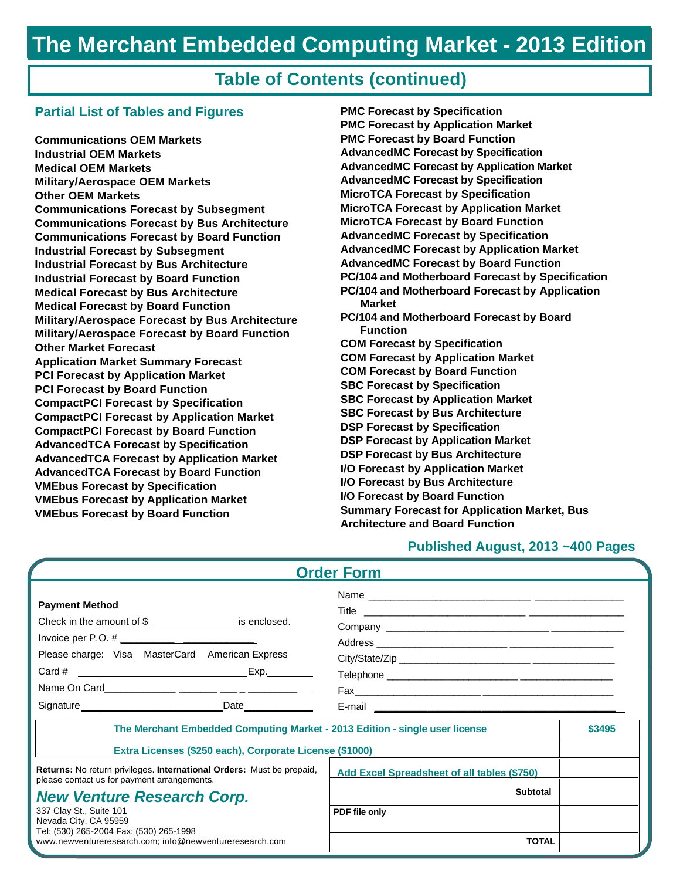# The Merchant Embedded Computing Market - 2013 Edition

## Table of Contents (continued)

### Partial List of Tables and Figures

**Communications OEM Markets**
**Industrial OEM Markets**
**Medical OEM Markets**
**Military/Aerospace OEM Markets**
**Other OEM Markets**
**Communications Forecast by Subsegment**
**Communications Forecast by Bus Architecture**
**Communications Forecast by Board Function**
**Industrial Forecast by Subsegment**
**Industrial Forecast by Bus Architecture**
**Industrial Forecast by Board Function**
**Medical Forecast by Bus Architecture**
**Medical Forecast by Board Function**
**Military/Aerospace Forecast by Bus Architecture**
**Military/Aerospace Forecast by Board Function**
**Other Market Forecast**
**Application Market Summary Forecast**
**PCI Forecast by Application Market**
**PCI Forecast by Board Function**
**CompactPCI Forecast by Specification**
**CompactPCI Forecast by Application Market**
**CompactPCI Forecast by Board Function**
**AdvancedTCA Forecast by Specification**
**AdvancedTCA Forecast by Application Market**
**AdvancedTCA Forecast by Board Function**
**VMEbus Forecast by Specification**
**VMEbus Forecast by Application Market**
**VMEbus Forecast by Board Function**
**PMC Forecast by Specification**
**PMC Forecast by Application Market**
**PMC Forecast by Board Function**
**AdvancedMC Forecast by Specification**
**AdvancedMC Forecast by Application Market**
**AdvancedMC Forecast by Specification**
**MicroTCA Forecast by Specification**
**MicroTCA Forecast by Application Market**
**MicroTCA Forecast by Board Function**
**AdvancedMC Forecast by Specification**
**AdvancedMC Forecast by Application Market**
**AdvancedMC Forecast by Board Function**
**PC/104 and Motherboard Forecast by Specification**
**PC/104 and Motherboard Forecast by Application Market**
**PC/104 and Motherboard Forecast by Board Function**
**COM Forecast by Specification**
**COM Forecast by Application Market**
**COM Forecast by Board Function**
**SBC Forecast by Specification**
**SBC Forecast by Application Market**
**SBC Forecast by Bus Architecture**
**DSP Forecast by Specification**
**DSP Forecast by Application Market**
**DSP Forecast by Bus Architecture**
**I/O Forecast by Application Market**
**I/O Forecast by Bus Architecture**
**I/O Forecast by Board Function**
**Summary Forecast for Application Market, Bus Architecture and Board Function**

**Published August, 2013 ~400 Pages**

## Order Form

**Payment Method**

Check in the amount of $ _______________ is enclosed.

Invoice per P.O. # _________________________

Please charge: Visa MasterCard American Express

Card # ______________________________ Exp. ________

Name On Card ______________________________

Signature ______________________ Date __________

Name ______________________________

Title ______________________________

Company ______________________________

Address ______________________________

City/State/Zip ______________________________

Telephone ______________________________

Fax ______________________________

E-mail ______________________________

| | |
|---|---|
| **The Merchant Embedded Computing Market - 2013 Edition - single user license** | **$3495** |
| **Extra Licenses ($250 each), Corporate License ($1000)** | |
| **Add Excel Spreadsheet of all tables ($750)** | |
| **Subtotal** | |
| **PDF file only** | |
| **TOTAL** | |

**Returns:** No return privileges. **International Orders:** Must be prepaid, please contact us for payment arrangements.

***New Venture Research Corp.***
337 Clay St., Suite 101
Nevada City, CA 95959
Tel: (530) 265-2004 Fax: (530) 265-1998
www.newventureresearch.com; info@newventureresearch.com